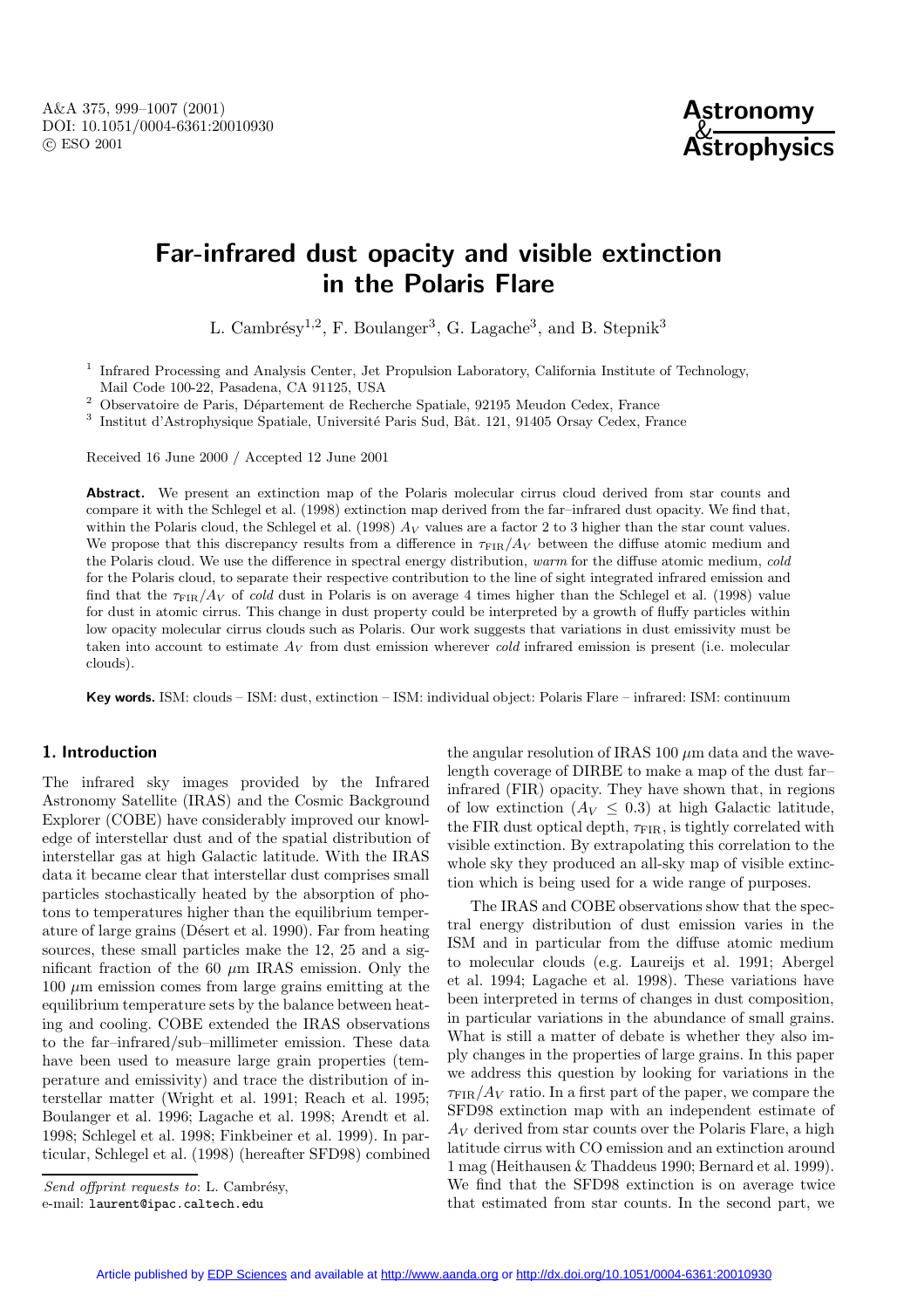# Far-infrared dust opacity and visible extinction in the Polaris Flare

L. Cambrésy[1,2], F. Boulanger[3], G. Lagache[3], and B. Stepnik[3]

[1] Infrared Processing and Analysis Center, Jet Propulsion Laboratory, California Institute of Technology, Mail Code 100-22, Pasadena, CA 91125, USA

[2] Observatoire de Paris, Département de Recherche Spatiale, 92195 Meudon Cedex, France

[3] Institut d'Astrophysique Spatiale, Université Paris Sud, Bât. 121, 91405 Orsay Cedex, France

Received 16 June 2000 / Accepted 12 June 2001

**Abstract.** We present an extinction map of the Polaris molecular cirrus cloud derived from star counts and compare it with the Schlegel et al. (1998) extinction map derived from the far–infrared dust opacity. We find that, within the Polaris cloud, the Schlegel et al. (1998) $A_V$ values are a factor 2 to 3 higher than the star count values. We propose that this discrepancy results from a difference in $\tau_{\rm FIR}/A_V$ between the diffuse atomic medium and the Polaris cloud. We use the difference in spectral energy distribution, *warm* for the diffuse atomic medium, *cold* for the Polaris cloud, to separate their respective contribution to the line of sight integrated infrared emission and find that the $\tau_{\rm FIR}/A_V$ of *cold* dust in Polaris is on average 4 times higher than the Schlegel et al. (1998) value for dust in atomic cirrus. This change in dust property could be interpreted by a growth of fluffy particles within low opacity molecular cirrus clouds such as Polaris. Our work suggests that variations in dust emissivity must be taken into account to estimate $A_V$ from dust emission wherever *cold* infrared emission is present (i.e. molecular clouds).

**Key words.** ISM: clouds – ISM: dust, extinction – ISM: individual object: Polaris Flare – infrared: ISM: continuum

## 1. Introduction

The infrared sky images provided by the Infrared Astronomy Satellite (IRAS) and the Cosmic Background Explorer (COBE) have considerably improved our knowledge of interstellar dust and of the spatial distribution of interstellar gas at high Galactic latitude. With the IRAS data it became clear that interstellar dust comprises small particles stochastically heated by the absorption of photons to temperatures higher than the equilibrium temperature of large grains (Désert et al. 1990). Far from heating sources, these small particles make the 12, 25 and a significant fraction of the 60 $\mu$m IRAS emission. Only the 100 $\mu$m emission comes from large grains emitting at the equilibrium temperature sets by the balance between heating and cooling. COBE extended the IRAS observations to the far–infrared/sub–millimeter emission. These data have been used to measure large grain properties (temperature and emissivity) and trace the distribution of interstellar matter (Wright et al. 1991; Reach et al. 1995; Boulanger et al. 1996; Lagache et al. 1998; Arendt et al. 1998; Schlegel et al. 1998; Finkbeiner et al. 1999). In particular, Schlegel et al. (1998) (hereafter SFD98) combined the angular resolution of IRAS 100 $\mu$m data and the wavelength coverage of DIRBE to make a map of the dust far–infrared (FIR) opacity. They have shown that, in regions of low extinction ($A_V \leq 0.3$) at high Galactic latitude, the FIR dust optical depth, $\tau_{\rm FIR}$, is tightly correlated with visible extinction. By extrapolating this correlation to the whole sky they produced an all-sky map of visible extinction which is being used for a wide range of purposes.

The IRAS and COBE observations show that the spectral energy distribution of dust emission varies in the ISM and in particular from the diffuse atomic medium to molecular clouds (e.g. Laureijs et al. 1991; Abergel et al. 1994; Lagache et al. 1998). These variations have been interpreted in terms of changes in dust composition, in particular variations in the abundance of small grains. What is still a matter of debate is whether they also imply changes in the properties of large grains. In this paper we address this question by looking for variations in the $\tau_{\rm FIR}/A_V$ ratio. In a first part of the paper, we compare the SFD98 extinction map with an independent estimate of $A_V$ derived from star counts over the Polaris Flare, a high latitude cirrus with CO emission and an extinction around 1 mag (Heithausen & Thaddeus 1990; Bernard et al. 1999). We find that the SFD98 extinction is on average twice that estimated from star counts. In the second part, we

*Send offprint requests to*: L. Cambrésy,
e-mail: laurent@ipac.caltech.edu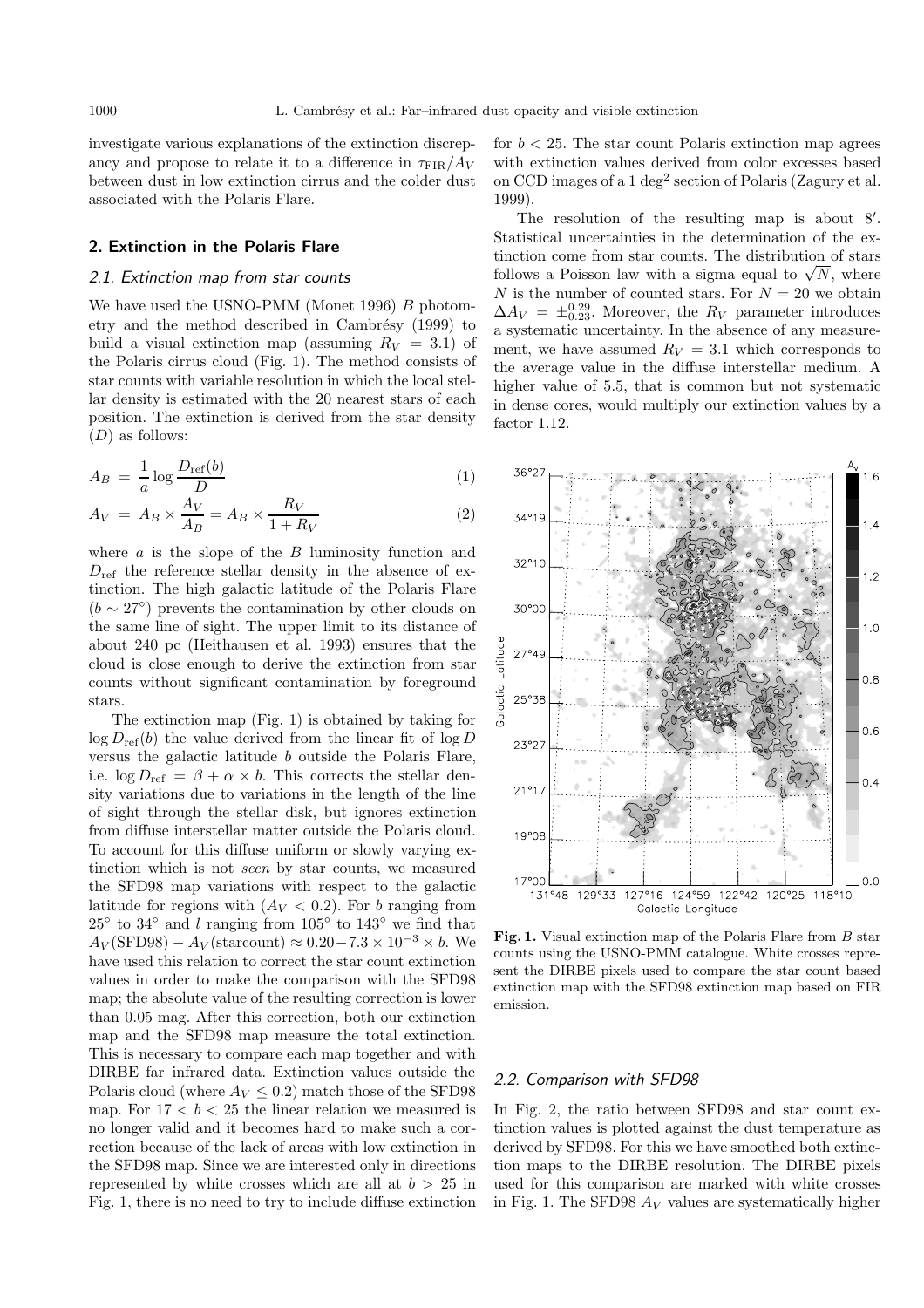investigate various explanations of the extinction discrepancy and propose to relate it to a difference in $\tau_{\rm FIR}/A_V$ between dust in low extinction cirrus and the colder dust associated with the Polaris Flare.

## 2. Extinction in the Polaris Flare

### 2.1. Extinction map from star counts

We have used the USNO-PMM (Monet 1996) $B$ photometry and the method described in Cambrésy (1999) to build a visual extinction map (assuming $R_V = 3.1$) of the Polaris cirrus cloud (Fig. 1). The method consists of star counts with variable resolution in which the local stellar density is estimated with the 20 nearest stars of each position. The extinction is derived from the star density ($D$) as follows:

$$A_B = \frac{1}{a} \log \frac{D_{\rm ref}(b)}{D} \quad (1)$$

$$A_V = A_B \times \frac{A_V}{A_B} = A_B \times \frac{R_V}{1 + R_V} \quad (2)$$

where $a$ is the slope of the $B$ luminosity function and $D_{\rm ref}$ the reference stellar density in the absence of extinction. The high galactic latitude of the Polaris Flare ($b \sim 27°$) prevents the contamination by other clouds on the same line of sight. The upper limit to its distance of about 240 pc (Heithausen et al. 1993) ensures that the cloud is close enough to derive the extinction from star counts without significant contamination by foreground stars.

The extinction map (Fig. 1) is obtained by taking for $\log D_{\rm ref}(b)$ the value derived from the linear fit of $\log D$ versus the galactic latitude $b$ outside the Polaris Flare, i.e. $\log D_{\rm ref} = \beta + \alpha \times b$. This corrects the stellar density variations due to variations in the length of the line of sight through the stellar disk, but ignores extinction from diffuse interstellar matter outside the Polaris cloud. To account for this diffuse uniform or slowly varying extinction which is not *seen* by star counts, we measured the SFD98 map variations with respect to the galactic latitude for regions with ($A_V < 0.2$). For $b$ ranging from $25°$ to $34°$ and $l$ ranging from $105°$ to $143°$ we find that $A_V(\mathrm{SFD98}) - A_V(\mathrm{starcount}) \approx 0.20 - 7.3 \times 10^{-3} \times b$. We have used this relation to correct the star count extinction values in order to make the comparison with the SFD98 map; the absolute value of the resulting correction is lower than 0.05 mag. After this correction, both our extinction map and the SFD98 map measure the total extinction. This is necessary to compare each map together and with DIRBE far–infrared data. Extinction values outside the Polaris cloud (where $A_V \le 0.2$) match those of the SFD98 map. For $17 < b < 25$ the linear relation we measured is no longer valid and it becomes hard to make such a correction because of the lack of areas with low extinction in the SFD98 map. Since we are interested only in directions represented by white crosses which are all at $b > 25$ in Fig. 1, there is no need to try to include diffuse extinction for $b < 25$. The star count Polaris extinction map agrees with extinction values derived from color excesses based on CCD images of a 1 deg$^2$ section of Polaris (Zagury et al. 1999).

The resolution of the resulting map is about $8'$. Statistical uncertainties in the determination of the extinction come from star counts. The distribution of stars follows a Poisson law with a sigma equal to $\sqrt{N}$, where $N$ is the number of counted stars. For $N = 20$ we obtain $\Delta A_V = \pm^{0.29}_{0.23}$. Moreover, the $R_V$ parameter introduces a systematic uncertainty. In the absence of any measurement, we have assumed $R_V = 3.1$ which corresponds to the average value in the diffuse interstellar medium. A higher value of 5.5, that is common but not systematic in dense cores, would multiply our extinction values by a factor 1.12.

**Fig. 1.** Visual extinction map of the Polaris Flare from $B$ star counts using the USNO-PMM catalogue. White crosses represent the DIRBE pixels used to compare the star count based extinction map with the SFD98 extinction map based on FIR emission.

### 2.2. Comparison with SFD98

In Fig. 2, the ratio between SFD98 and star count extinction values is plotted against the dust temperature as derived by SFD98. For this we have smoothed both extinction maps to the DIRBE resolution. The DIRBE pixels used for this comparison are marked with white crosses in Fig. 1. The SFD98 $A_V$ values are systematically higher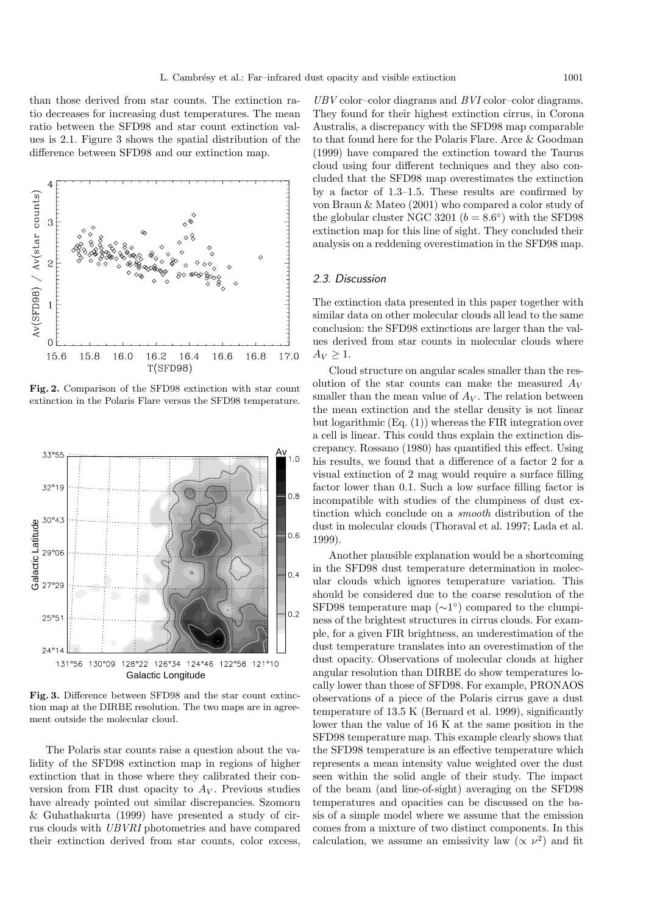than those derived from star counts. The extinction ratio decreases for increasing dust temperatures. The mean ratio between the SFD98 and star count extinction values is 2.1. Figure 3 shows the spatial distribution of the difference between SFD98 and our extinction map.

**Fig. 2.** Comparison of the SFD98 extinction with star count extinction in the Polaris Flare versus the SFD98 temperature.

**Fig. 3.** Difference between SFD98 and the star count extinction map at the DIRBE resolution. The two maps are in agreement outside the molecular cloud.

The Polaris star counts raise a question about the validity of the SFD98 extinction map in regions of higher extinction that in those where they calibrated their conversion from FIR dust opacity to $A_V$. Previous studies have already pointed out similar discrepancies. Szomoru & Guhathakurta (1999) have presented a study of cirrus clouds with *UBVRI* photometries and have compared their extinction derived from star counts, color excess, *UBV* color–color diagrams and *BVI* color–color diagrams. They found for their highest extinction cirrus, in Corona Australis, a discrepancy with the SFD98 map comparable to that found here for the Polaris Flare. Arce & Goodman (1999) have compared the extinction toward the Taurus cloud using four different techniques and they also concluded that the SFD98 map overestimates the extinction by a factor of 1.3–1.5. These results are confirmed by von Braun & Mateo (2001) who compared a color study of the globular cluster NGC 3201 ($b = 8.6°$) with the SFD98 extinction map for this line of sight. They concluded their analysis on a reddening overestimation in the SFD98 map.

### *2.3. Discussion*

The extinction data presented in this paper together with similar data on other molecular clouds all lead to the same conclusion: the SFD98 extinctions are larger than the values derived from star counts in molecular clouds where $A_V \geq 1$.

Cloud structure on angular scales smaller than the resolution of the star counts can make the measured $A_V$ smaller than the mean value of $A_V$. The relation between the mean extinction and the stellar density is not linear but logarithmic (Eq. (1)) whereas the FIR integration over a cell is linear. This could thus explain the extinction discrepancy. Rossano (1980) has quantified this effect. Using his results, we found that a difference of a factor 2 for a visual extinction of 2 mag would require a surface filling factor lower than 0.1. Such a low surface filling factor is incompatible with studies of the clumpiness of dust extinction which conclude on a *smooth* distribution of the dust in molecular clouds (Thoraval et al. 1997; Lada et al. 1999).

Another plausible explanation would be a shortcoming in the SFD98 dust temperature determination in molecular clouds which ignores temperature variation. This should be considered due to the coarse resolution of the SFD98 temperature map ($\sim 1°$) compared to the clumpiness of the brightest structures in cirrus clouds. For example, for a given FIR brightness, an underestimation of the dust temperature translates into an overestimation of the dust opacity. Observations of molecular clouds at higher angular resolution than DIRBE do show temperatures locally lower than those of SFD98. For example, PRONAOS observations of a piece of the Polaris cirrus gave a dust temperature of 13.5 K (Bernard et al. 1999), significantly lower than the value of 16 K at the same position in the SFD98 temperature map. This example clearly shows that the SFD98 temperature is an effective temperature which represents a mean intensity value weighted over the dust seen within the solid angle of their study. The impact of the beam (and line-of-sight) averaging on the SFD98 temperatures and opacities can be discussed on the basis of a simple model where we assume that the emission comes from a mixture of two distinct components. In this calculation, we assume an emissivity law ($\propto \nu^2$) and fit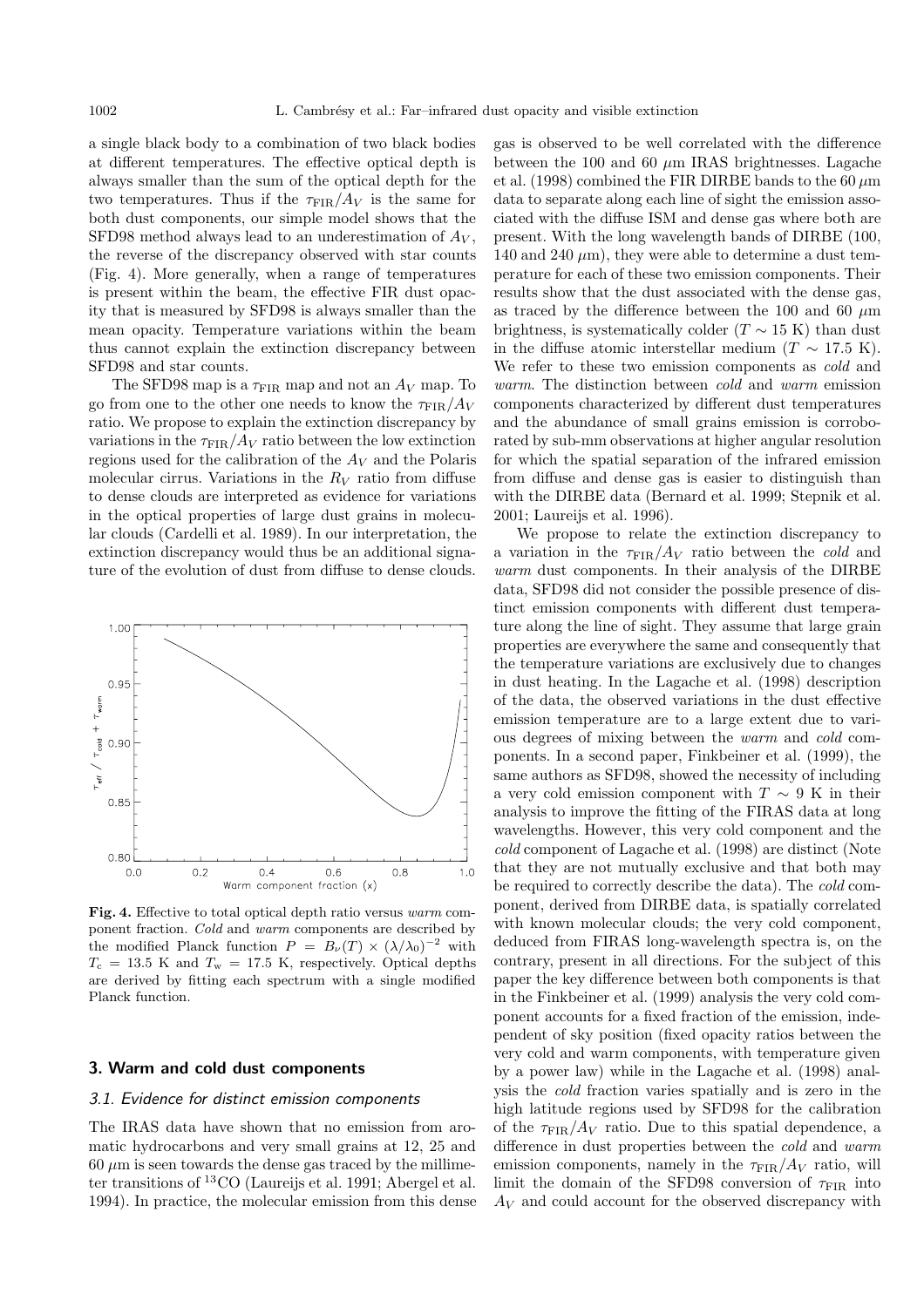a single black body to a combination of two black bodies at different temperatures. The effective optical depth is always smaller than the sum of the optical depth for the two temperatures. Thus if the $\tau_{\rm FIR}/A_V$ is the same for both dust components, our simple model shows that the SFD98 method always lead to an underestimation of $A_V$, the reverse of the discrepancy observed with star counts (Fig. 4). More generally, when a range of temperatures is present within the beam, the effective FIR dust opacity that is measured by SFD98 is always smaller than the mean opacity. Temperature variations within the beam thus cannot explain the extinction discrepancy between SFD98 and star counts.

The SFD98 map is a $\tau_{\rm FIR}$ map and not an $A_V$ map. To go from one to the other one needs to know the $\tau_{\rm FIR}/A_V$ ratio. We propose to explain the extinction discrepancy by variations in the $\tau_{\rm FIR}/A_V$ ratio between the low extinction regions used for the calibration of the $A_V$ and the Polaris molecular cirrus. Variations in the $R_V$ ratio from diffuse to dense clouds are interpreted as evidence for variations in the optical properties of large dust grains in molecular clouds (Cardelli et al. 1989). In our interpretation, the extinction discrepancy would thus be an additional signature of the evolution of dust from diffuse to dense clouds.

**Fig. 4.** Effective to total optical depth ratio versus *warm* component fraction. *Cold* and *warm* components are described by the modified Planck function $P = B_\nu(T) \times (\lambda/\lambda_0)^{-2}$ with $T_{\rm c} = 13.5$ K and $T_{\rm w} = 17.5$ K, respectively. Optical depths are derived by fitting each spectrum with a single modified Planck function.

## 3. Warm and cold dust components

### 3.1. Evidence for distinct emission components

The IRAS data have shown that no emission from aromatic hydrocarbons and very small grains at 12, 25 and 60 $\mu$m is seen towards the dense gas traced by the millimeter transitions of $^{13}$CO (Laureijs et al. 1991; Abergel et al. 1994). In practice, the molecular emission from this dense gas is observed to be well correlated with the difference between the 100 and 60 $\mu$m IRAS brightnesses. Lagache et al. (1998) combined the FIR DIRBE bands to the 60 $\mu$m data to separate along each line of sight the emission associated with the diffuse ISM and dense gas where both are present. With the long wavelength bands of DIRBE (100, 140 and 240 $\mu$m), they were able to determine a dust temperature for each of these two emission components. Their results show that the dust associated with the dense gas, as traced by the difference between the 100 and 60 $\mu$m brightness, is systematically colder ($T \sim 15$ K) than dust in the diffuse atomic interstellar medium ($T \sim 17.5$ K). We refer to these two emission components as *cold* and *warm*. The distinction between *cold* and *warm* emission components characterized by different dust temperatures and the abundance of small grains emission is corroborated by sub-mm observations at higher angular resolution for which the spatial separation of the infrared emission from diffuse and dense gas is easier to distinguish than with the DIRBE data (Bernard et al. 1999; Stepnik et al. 2001; Laureijs et al. 1996).

We propose to relate the extinction discrepancy to a variation in the $\tau_{\rm FIR}/A_V$ ratio between the *cold* and *warm* dust components. In their analysis of the DIRBE data, SFD98 did not consider the possible presence of distinct emission components with different dust temperature along the line of sight. They assume that large grain properties are everywhere the same and consequently that the temperature variations are exclusively due to changes in dust heating. In the Lagache et al. (1998) description of the data, the observed variations in the dust effective emission temperature are to a large extent due to various degrees of mixing between the *warm* and *cold* components. In a second paper, Finkbeiner et al. (1999), the same authors as SFD98, showed the necessity of including a very cold emission component with $T \sim 9$ K in their analysis to improve the fitting of the FIRAS data at long wavelengths. However, this very cold component and the *cold* component of Lagache et al. (1998) are distinct (Note that they are not mutually exclusive and that both may be required to correctly describe the data). The *cold* component, derived from DIRBE data, is spatially correlated with known molecular clouds; the very cold component, deduced from FIRAS long-wavelength spectra is, on the contrary, present in all directions. For the subject of this paper the key difference between both components is that in the Finkbeiner et al. (1999) analysis the very cold component accounts for a fixed fraction of the emission, independent of sky position (fixed opacity ratios between the very cold and warm components, with temperature given by a power law) while in the Lagache et al. (1998) analysis the *cold* fraction varies spatially and is zero in the high latitude regions used by SFD98 for the calibration of the $\tau_{\rm FIR}/A_V$ ratio. Due to this spatial dependence, a difference in dust properties between the *cold* and *warm* emission components, namely in the $\tau_{\rm FIR}/A_V$ ratio, will limit the domain of the SFD98 conversion of $\tau_{\rm FIR}$ into $A_V$ and could account for the observed discrepancy with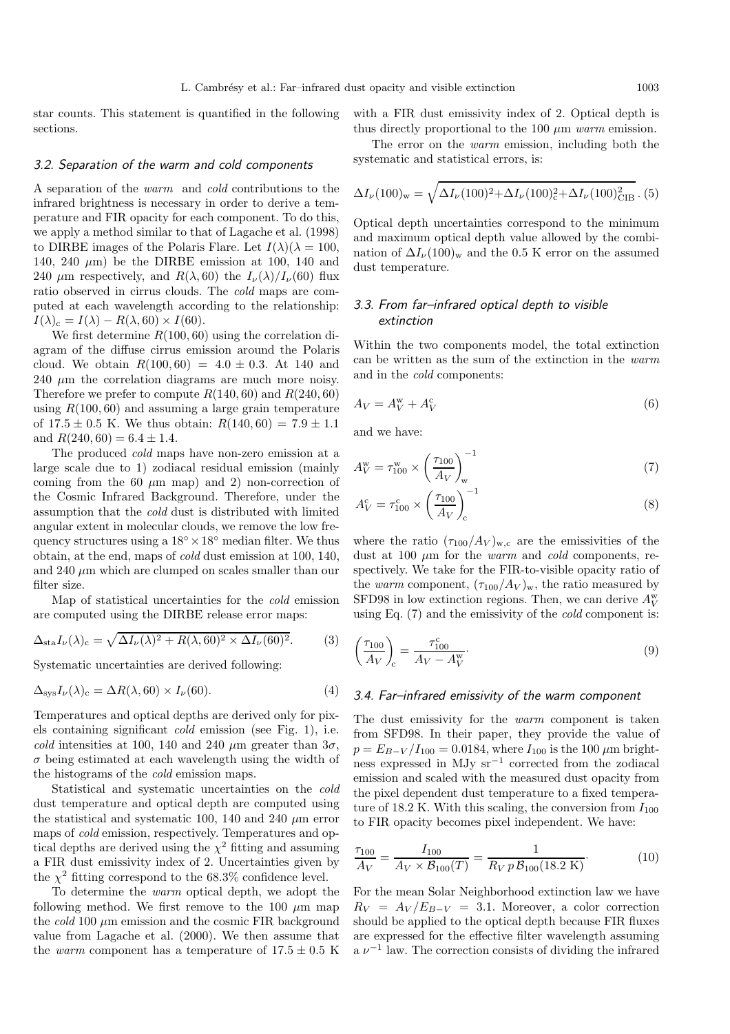star counts. This statement is quantified in the following sections.

### 3.2. Separation of the warm and cold components

A separation of the *warm* and *cold* contributions to the infrared brightness is necessary in order to derive a temperature and FIR opacity for each component. To do this, we apply a method similar to that of Lagache et al. (1998) to DIRBE images of the Polaris Flare. Let $I(\lambda)(\lambda = 100, 140, 240\ \mu\text{m})$ be the DIRBE emission at 100, 140 and 240 $\mu$m respectively, and $R(\lambda, 60)$ the $I_\nu(\lambda)/I_\nu(60)$ flux ratio observed in cirrus clouds. The *cold* maps are computed at each wavelength according to the relationship: $I(\lambda)_\text{c} = I(\lambda) - R(\lambda, 60) \times I(60)$.

We first determine $R(100, 60)$ using the correlation diagram of the diffuse cirrus emission around the Polaris cloud. We obtain $R(100, 60) = 4.0 \pm 0.3$. At 140 and 240 $\mu$m the correlation diagrams are much more noisy. Therefore we prefer to compute $R(140, 60)$ and $R(240, 60)$ using $R(100, 60)$ and assuming a large grain temperature of $17.5 \pm 0.5$ K. We thus obtain: $R(140, 60) = 7.9 \pm 1.1$ and $R(240, 60) = 6.4 \pm 1.4$.

The produced *cold* maps have non-zero emission at a large scale due to 1) zodiacal residual emission (mainly coming from the 60 $\mu$m map) and 2) non-correction of the Cosmic Infrared Background. Therefore, under the assumption that the *cold* dust is distributed with limited angular extent in molecular clouds, we remove the low frequency structures using a $18^\circ \times 18^\circ$ median filter. We thus obtain, at the end, maps of *cold* dust emission at 100, 140, and 240 $\mu$m which are clumped on scales smaller than our filter size.

Map of statistical uncertainties for the *cold* emission are computed using the DIRBE release error maps:

$$\Delta_\text{sta} I_\nu(\lambda)_\text{c} = \sqrt{\Delta I_\nu(\lambda)^2 + R(\lambda, 60)^2 \times \Delta I_\nu(60)^2}. \tag{3}$$

Systematic uncertainties are derived following:

$$\Delta_\text{sys} I_\nu(\lambda)_\text{c} = \Delta R(\lambda, 60) \times I_\nu(60). \tag{4}$$

Temperatures and optical depths are derived only for pixels containing significant *cold* emission (see Fig. 1), i.e. *cold* intensities at 100, 140 and 240 $\mu$m greater than $3\sigma$, $\sigma$ being estimated at each wavelength using the width of the histograms of the *cold* emission maps.

Statistical and systematic uncertainties on the *cold* dust temperature and optical depth are computed using the statistical and systematic 100, 140 and 240 $\mu$m error maps of *cold* emission, respectively. Temperatures and optical depths are derived using the $\chi^2$ fitting and assuming a FIR dust emissivity index of 2. Uncertainties given by the $\chi^2$ fitting correspond to the 68.3% confidence level.

To determine the *warm* optical depth, we adopt the following method. We first remove to the 100 $\mu$m map the *cold* 100 $\mu$m emission and the cosmic FIR background value from Lagache et al. (2000). We then assume that the *warm* component has a temperature of $17.5 \pm 0.5$ K with a FIR dust emissivity index of 2. Optical depth is thus directly proportional to the 100 $\mu$m *warm* emission.

The error on the *warm* emission, including both the systematic and statistical errors, is:

$$\Delta I_\nu(100)_\text{w} = \sqrt{\Delta I_\nu(100)^2 + \Delta I_\nu(100)_\text{c}^2 + \Delta I_\nu(100)_\text{CIB}^2}. \tag{5}$$

Optical depth uncertainties correspond to the minimum and maximum optical depth value allowed by the combination of $\Delta I_\nu(100)_\text{w}$ and the 0.5 K error on the assumed dust temperature.

### 3.3. From far–infrared optical depth to visible extinction

Within the two components model, the total extinction can be written as the sum of the extinction in the *warm* and in the *cold* components:

$$A_V = A_V^\text{w} + A_V^\text{c} \tag{6}$$

and we have:

$$A_V^\text{w} = \tau_{100}^\text{w} \times \left(\frac{\tau_{100}}{A_V}\right)_\text{w}^{-1} \tag{7}$$

$$A_V^\text{c} = \tau_{100}^\text{c} \times \left(\frac{\tau_{100}}{A_V}\right)_\text{c}^{-1} \tag{8}$$

where the ratio $(\tau_{100}/A_V)_\text{w,c}$ are the emissivities of the dust at 100 $\mu$m for the *warm* and *cold* components, respectively. We take for the FIR-to-visible opacity ratio of the *warm* component, $(\tau_{100}/A_V)_\text{w}$, the ratio measured by SFD98 in low extinction regions. Then, we can derive $A_V^\text{w}$ using Eq. (7) and the emissivity of the *cold* component is:

$$\left(\frac{\tau_{100}}{A_V}\right)_\text{c} = \frac{\tau_{100}^\text{c}}{A_V - A_V^\text{w}}. \tag{9}$$

### 3.4. Far–infrared emissivity of the warm component

The dust emissivity for the *warm* component is taken from SFD98. In their paper, they provide the value of $p = E_{B-V}/I_{100} = 0.0184$, where $I_{100}$ is the 100 $\mu$m brightness expressed in MJy sr$^{-1}$ corrected from the zodiacal emission and scaled with the measured dust opacity from the pixel dependent dust temperature to a fixed temperature of 18.2 K. With this scaling, the conversion from $I_{100}$ to FIR opacity becomes pixel independent. We have:

$$\frac{\tau_{100}}{A_V} = \frac{I_{100}}{A_V \times \mathcal{B}_{100}(T)} = \frac{1}{R_V\, p\, \mathcal{B}_{100}(18.2\ \text{K})}. \tag{10}$$

For the mean Solar Neighborhood extinction law we have $R_V = A_V/E_{B-V} = 3.1$. Moreover, a color correction should be applied to the optical depth because FIR fluxes are expressed for the effective filter wavelength assuming a $\nu^{-1}$ law. The correction consists of dividing the infrared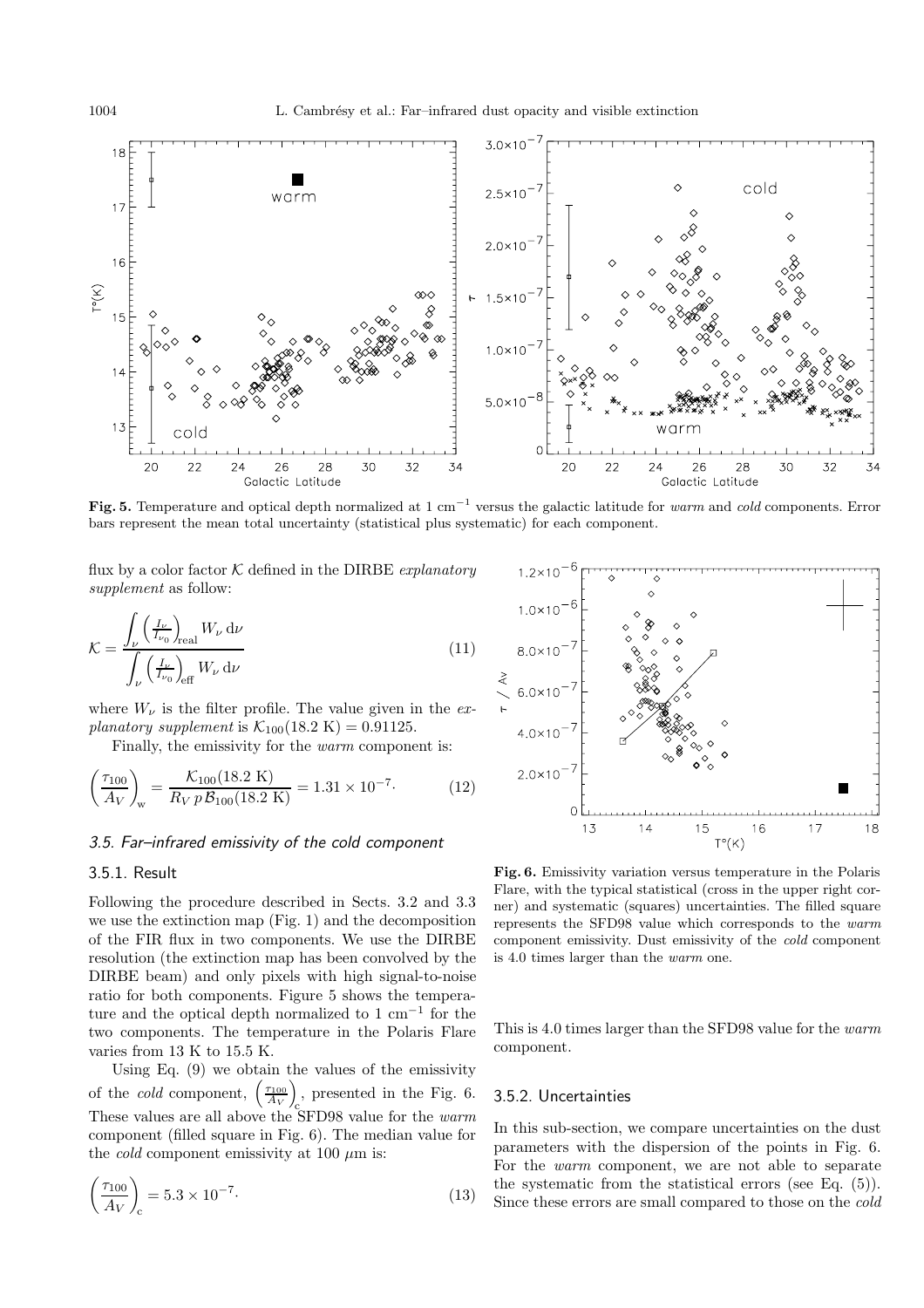**Fig. 5.** Temperature and optical depth normalized at 1 cm$^{-1}$ versus the galactic latitude for *warm* and *cold* components. Error bars represent the mean total uncertainty (statistical plus systematic) for each component.

flux by a color factor $\mathcal{K}$ defined in the DIRBE *explanatory supplement* as follow:

$$\mathcal{K} = \frac{\int_\nu \left(\frac{I_\nu}{I_{\nu_0}}\right)_{\rm real} W_\nu \, d\nu}{\int_\nu \left(\frac{I_\nu}{I_{\nu_0}}\right)_{\rm eff} W_\nu \, d\nu} \tag{11}$$

where $W_\nu$ is the filter profile. The value given in the *explanatory supplement* is $\mathcal{K}_{100}(18.2 \text{ K}) = 0.91125$.

Finally, the emissivity for the *warm* component is:

$$\left(\frac{\tau_{100}}{A_V}\right)_{\rm w} = \frac{\mathcal{K}_{100}(18.2 \text{ K})}{R_V \, p \, \mathcal{B}_{100}(18.2 \text{ K})} = 1.31 \times 10^{-7}. \tag{12}$$

### 3.5. Far–infrared emissivity of the cold component

#### 3.5.1. Result

Following the procedure described in Sects. 3.2 and 3.3 we use the extinction map (Fig. 1) and the decomposition of the FIR flux in two components. We use the DIRBE resolution (the extinction map has been convolved by the DIRBE beam) and only pixels with high signal-to-noise ratio for both components. Figure 5 shows the temperature and the optical depth normalized to 1 cm$^{-1}$ for the two components. The temperature in the Polaris Flare varies from 13 K to 15.5 K.

Using Eq. (9) we obtain the values of the emissivity of the *cold* component, $\left(\frac{\tau_{100}}{A_V}\right)_{\rm c}$, presented in the Fig. 6. These values are all above the SFD98 value for the *warm* component (filled square in Fig. 6). The median value for the *cold* component emissivity at 100 $\mu$m is:

$$\left(\frac{\tau_{100}}{A_V}\right)_{\rm c} = 5.3 \times 10^{-7}. \tag{13}$$

**Fig. 6.** Emissivity variation versus temperature in the Polaris Flare, with the typical statistical (cross in the upper right corner) and systematic (squares) uncertainties. The filled square represents the SFD98 value which corresponds to the *warm* component emissivity. Dust emissivity of the *cold* component is 4.0 times larger than the *warm* one.

This is 4.0 times larger than the SFD98 value for the *warm* component.

#### 3.5.2. Uncertainties

In this sub-section, we compare uncertainties on the dust parameters with the dispersion of the points in Fig. 6. For the *warm* component, we are not able to separate the systematic from the statistical errors (see Eq. (5)). Since these errors are small compared to those on the *cold*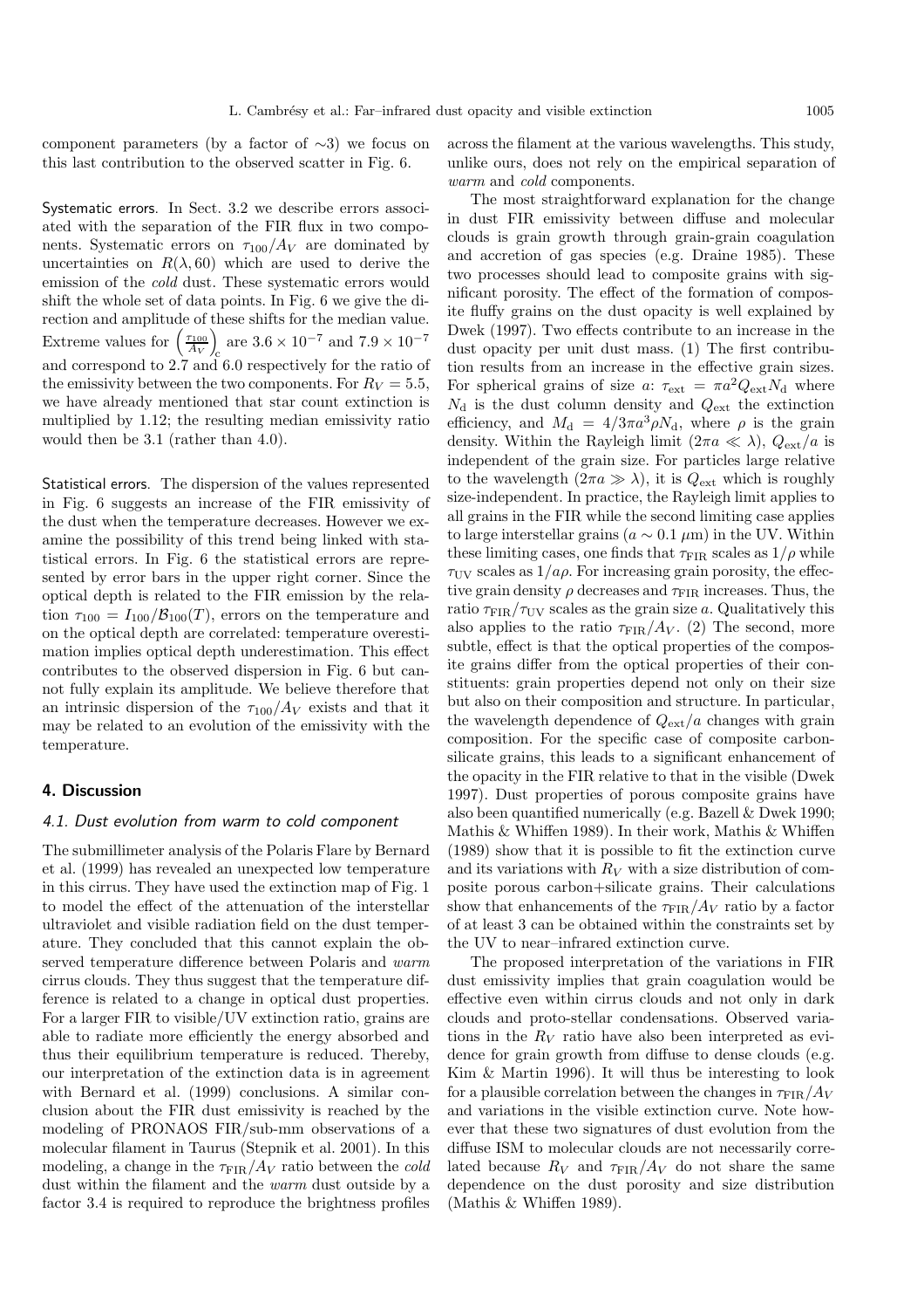component parameters (by a factor of ∼3) we focus on this last contribution to the observed scatter in Fig. 6.

Systematic errors. In Sect. 3.2 we describe errors associated with the separation of the FIR flux in two components. Systematic errors on $\tau_{100}/A_V$ are dominated by uncertainties on $R(\lambda, 60)$ which are used to derive the emission of the *cold* dust. These systematic errors would shift the whole set of data points. In Fig. 6 we give the direction and amplitude of these shifts for the median value. Extreme values for $\left(\frac{\tau_{100}}{A_V}\right)_c$ are $3.6 \times 10^{-7}$ and $7.9 \times 10^{-7}$ and correspond to 2.7 and 6.0 respectively for the ratio of the emissivity between the two components. For $R_V = 5.5$, we have already mentioned that star count extinction is multiplied by 1.12; the resulting median emissivity ratio would then be 3.1 (rather than 4.0).

Statistical errors. The dispersion of the values represented in Fig. 6 suggests an increase of the FIR emissivity of the dust when the temperature decreases. However we examine the possibility of this trend being linked with statistical errors. In Fig. 6 the statistical errors are represented by error bars in the upper right corner. Since the optical depth is related to the FIR emission by the relation $\tau_{100} = I_{100}/\mathcal{B}_{100}(T)$, errors on the temperature and on the optical depth are correlated: temperature overestimation implies optical depth underestimation. This effect contributes to the observed dispersion in Fig. 6 but cannot fully explain its amplitude. We believe therefore that an intrinsic dispersion of the $\tau_{100}/A_V$ exists and that it may be related to an evolution of the emissivity with the temperature.

## 4. Discussion

### 4.1. Dust evolution from warm to cold component

The submillimeter analysis of the Polaris Flare by Bernard et al. (1999) has revealed an unexpected low temperature in this cirrus. They have used the extinction map of Fig. 1 to model the effect of the attenuation of the interstellar ultraviolet and visible radiation field on the dust temperature. They concluded that this cannot explain the observed temperature difference between Polaris and *warm* cirrus clouds. They thus suggest that the temperature difference is related to a change in optical dust properties. For a larger FIR to visible/UV extinction ratio, grains are able to radiate more efficiently the energy absorbed and thus their equilibrium temperature is reduced. Thereby, our interpretation of the extinction data is in agreement with Bernard et al. (1999) conclusions. A similar conclusion about the FIR dust emissivity is reached by the modeling of PRONAOS FIR/sub-mm observations of a molecular filament in Taurus (Stepnik et al. 2001). In this modeling, a change in the $\tau_{\rm FIR}/A_V$ ratio between the *cold* dust within the filament and the *warm* dust outside by a factor 3.4 is required to reproduce the brightness profiles across the filament at the various wavelengths. This study, unlike ours, does not rely on the empirical separation of *warm* and *cold* components.

The most straightforward explanation for the change in dust FIR emissivity between diffuse and molecular clouds is grain growth through grain-grain coagulation and accretion of gas species (e.g. Draine 1985). These two processes should lead to composite grains with significant porosity. The effect of the formation of composite fluffy grains on the dust opacity is well explained by Dwek (1997). Two effects contribute to an increase in the dust opacity per unit dust mass. (1) The first contribution results from an increase in the effective grain sizes. For spherical grains of size $a$: $\tau_{\rm ext} = \pi a^2 Q_{\rm ext} N_{\rm d}$ where $N_{\rm d}$ is the dust column density and $Q_{\rm ext}$ the extinction efficiency, and $M_{\rm d} = 4/3\pi a^3 \rho N_{\rm d}$, where $\rho$ is the grain density. Within the Rayleigh limit ($2\pi a \ll \lambda$), $Q_{\rm ext}/a$ is independent of the grain size. For particles large relative to the wavelength ($2\pi a \gg \lambda$), it is $Q_{\rm ext}$ which is roughly size-independent. In practice, the Rayleigh limit applies to all grains in the FIR while the second limiting case applies to large interstellar grains ($a \sim 0.1\ \mu$m) in the UV. Within these limiting cases, one finds that $\tau_{\rm FIR}$ scales as $1/\rho$ while $\tau_{\rm UV}$ scales as $1/a\rho$. For increasing grain porosity, the effective grain density $\rho$ decreases and $\tau_{\rm FIR}$ increases. Thus, the ratio $\tau_{\rm FIR}/\tau_{\rm UV}$ scales as the grain size $a$. Qualitatively this also applies to the ratio $\tau_{\rm FIR}/A_V$. (2) The second, more subtle, effect is that the optical properties of the composite grains differ from the optical properties of their constituents: grain properties depend not only on their size but also on their composition and structure. In particular, the wavelength dependence of $Q_{\rm ext}/a$ changes with grain composition. For the specific case of composite carbon-silicate grains, this leads to a significant enhancement of the opacity in the FIR relative to that in the visible (Dwek 1997). Dust properties of porous composite grains have also been quantified numerically (e.g. Bazell & Dwek 1990; Mathis & Whiffen 1989). In their work, Mathis & Whiffen (1989) show that it is possible to fit the extinction curve and its variations with $R_V$ with a size distribution of composite porous carbon+silicate grains. Their calculations show that enhancements of the $\tau_{\rm FIR}/A_V$ ratio by a factor of at least 3 can be obtained within the constraints set by the UV to near–infrared extinction curve.

The proposed interpretation of the variations in FIR dust emissivity implies that grain coagulation would be effective even within cirrus clouds and not only in dark clouds and proto-stellar condensations. Observed variations in the $R_V$ ratio have also been interpreted as evidence for grain growth from diffuse to dense clouds (e.g. Kim & Martin 1996). It will thus be interesting to look for a plausible correlation between the changes in $\tau_{\rm FIR}/A_V$ and variations in the visible extinction curve. Note however that these two signatures of dust evolution from the diffuse ISM to molecular clouds are not necessarily correlated because $R_V$ and $\tau_{\rm FIR}/A_V$ do not share the same dependence on the dust porosity and size distribution (Mathis & Whiffen 1989).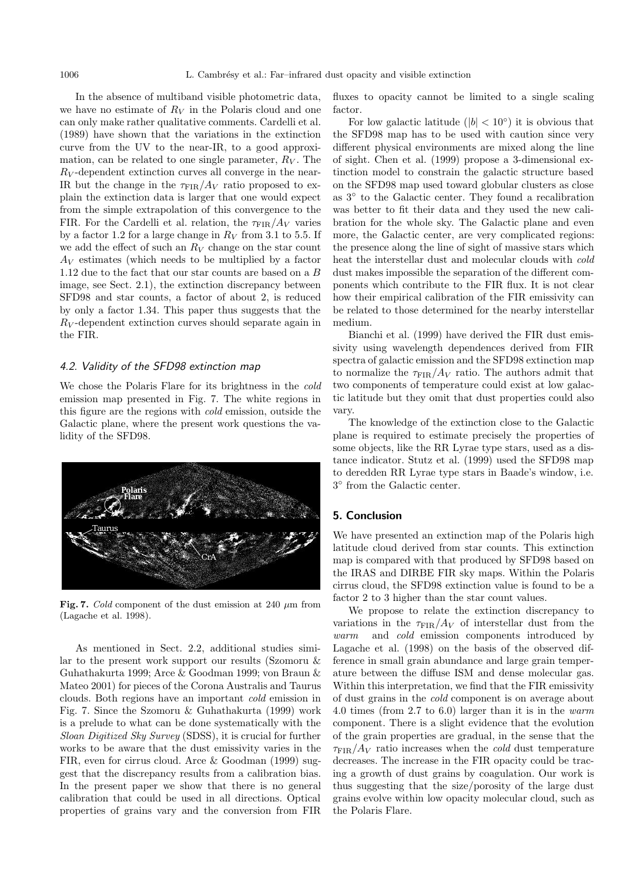In the absence of multiband visible photometric data, we have no estimate of $R_V$ in the Polaris cloud and one can only make rather qualitative comments. Cardelli et al. (1989) have shown that the variations in the extinction curve from the UV to the near-IR, to a good approximation, can be related to one single parameter, $R_V$. The $R_V$-dependent extinction curves all converge in the near-IR but the change in the $\tau_{\rm FIR}/A_V$ ratio proposed to explain the extinction data is larger that one would expect from the simple extrapolation of this convergence to the FIR. For the Cardelli et al. relation, the $\tau_{\rm FIR}/A_V$ varies by a factor 1.2 for a large change in $R_V$ from 3.1 to 5.5. If we add the effect of such an $R_V$ change on the star count $A_V$ estimates (which needs to be multiplied by a factor 1.12 due to the fact that our star counts are based on a $B$ image, see Sect. 2.1), the extinction discrepancy between SFD98 and star counts, a factor of about 2, is reduced by only a factor 1.34. This paper thus suggests that the $R_V$-dependent extinction curves should separate again in the FIR.

### 4.2. Validity of the SFD98 extinction map

We chose the Polaris Flare for its brightness in the *cold* emission map presented in Fig. 7. The white regions in this figure are the regions with *cold* emission, outside the Galactic plane, where the present work questions the validity of the SFD98.

**Fig. 7.** *Cold* component of the dust emission at 240 $\mu$m from (Lagache et al. 1998).

As mentioned in Sect. 2.2, additional studies similar to the present work support our results (Szomoru & Guhathakurta 1999; Arce & Goodman 1999; von Braun & Mateo 2001) for pieces of the Corona Australis and Taurus clouds. Both regions have an important *cold* emission in Fig. 7. Since the Szomoru & Guhathakurta (1999) work is a prelude to what can be done systematically with the *Sloan Digitized Sky Survey* (SDSS), it is crucial for further works to be aware that the dust emissivity varies in the FIR, even for cirrus cloud. Arce & Goodman (1999) suggest that the discrepancy results from a calibration bias. In the present paper we show that there is no general calibration that could be used in all directions. Optical properties of grains vary and the conversion from FIR fluxes to opacity cannot be limited to a single scaling factor.

For low galactic latitude ($|b| < 10°$) it is obvious that the SFD98 map has to be used with caution since very different physical environments are mixed along the line of sight. Chen et al. (1999) propose a 3-dimensional extinction model to constrain the galactic structure based on the SFD98 map used toward globular clusters as close as 3° to the Galactic center. They found a recalibration was better to fit their data and they used the new calibration for the whole sky. The Galactic plane and even more, the Galactic center, are very complicated regions: the presence along the line of sight of massive stars which heat the interstellar dust and molecular clouds with *cold* dust makes impossible the separation of the different components which contribute to the FIR flux. It is not clear how their empirical calibration of the FIR emissivity can be related to those determined for the nearby interstellar medium.

Bianchi et al. (1999) have derived the FIR dust emissivity using wavelength dependences derived from FIR spectra of galactic emission and the SFD98 extinction map to normalize the $\tau_{\rm FIR}/A_V$ ratio. The authors admit that two components of temperature could exist at low galactic latitude but they omit that dust properties could also vary.

The knowledge of the extinction close to the Galactic plane is required to estimate precisely the properties of some objects, like the RR Lyrae type stars, used as a distance indicator. Stutz et al. (1999) used the SFD98 map to deredden RR Lyrae type stars in Baade's window, i.e. 3° from the Galactic center.

## 5. Conclusion

We have presented an extinction map of the Polaris high latitude cloud derived from star counts. This extinction map is compared with that produced by SFD98 based on the IRAS and DIRBE FIR sky maps. Within the Polaris cirrus cloud, the SFD98 extinction value is found to be a factor 2 to 3 higher than the star count values.

We propose to relate the extinction discrepancy to variations in the $\tau_{\rm FIR}/A_V$ of interstellar dust from the *warm* and *cold* emission components introduced by Lagache et al. (1998) on the basis of the observed difference in small grain abundance and large grain temperature between the diffuse ISM and dense molecular gas. Within this interpretation, we find that the FIR emissivity of dust grains in the *cold* component is on average about 4.0 times (from 2.7 to 6.0) larger than it is in the *warm* component. There is a slight evidence that the evolution of the grain properties are gradual, in the sense that the $\tau_{\rm FIR}/A_V$ ratio increases when the *cold* dust temperature decreases. The increase in the FIR opacity could be tracing a growth of dust grains by coagulation. Our work is thus suggesting that the size/porosity of the large dust grains evolve within low opacity molecular cloud, such as the Polaris Flare.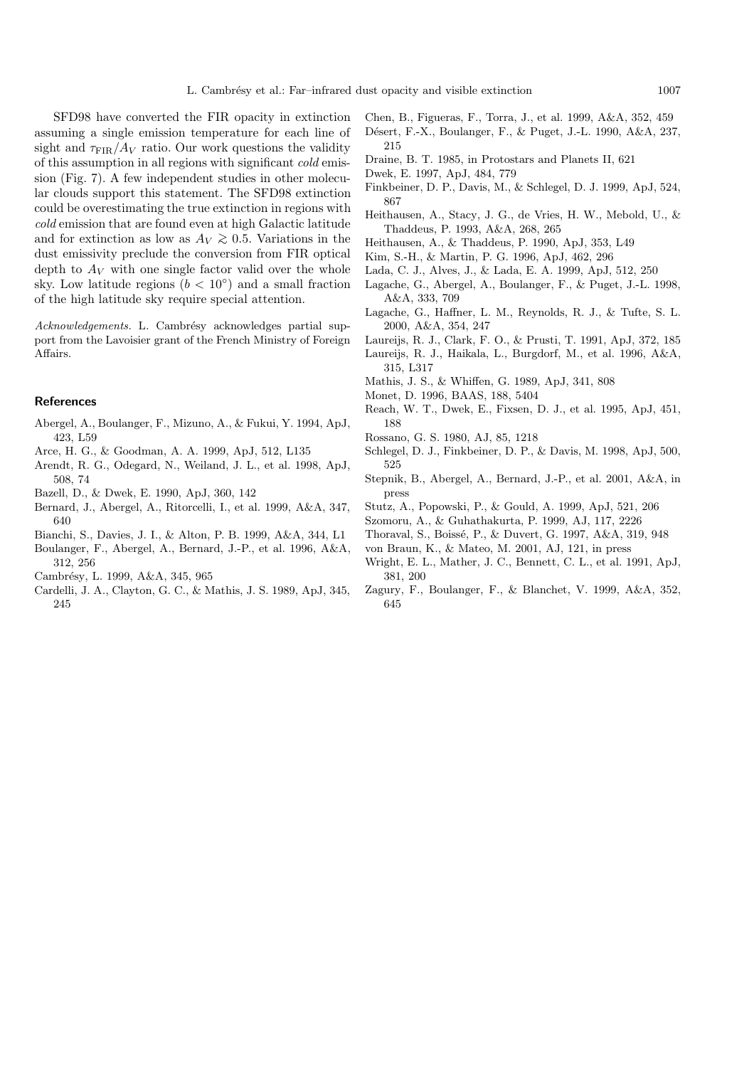SFD98 have converted the FIR opacity in extinction assuming a single emission temperature for each line of sight and $\tau_{\rm FIR}/A_V$ ratio. Our work questions the validity of this assumption in all regions with significant *cold* emission (Fig. 7). A few independent studies in other molecular clouds support this statement. The SFD98 extinction could be overestimating the true extinction in regions with *cold* emission that are found even at high Galactic latitude and for extinction as low as $A_V \gtrsim 0.5$. Variations in the dust emissivity preclude the conversion from FIR optical depth to $A_V$ with one single factor valid over the whole sky. Low latitude regions ($b < 10°$) and a small fraction of the high latitude sky require special attention.

*Acknowledgements.* L. Cambrésy acknowledges partial support from the Lavoisier grant of the French Ministry of Foreign Affairs.

## References

- Abergel, A., Boulanger, F., Mizuno, A., & Fukui, Y. 1994, ApJ, 423, L59
- Arce, H. G., & Goodman, A. A. 1999, ApJ, 512, L135
- Arendt, R. G., Odegard, N., Weiland, J. L., et al. 1998, ApJ, 508, 74
- Bazell, D., & Dwek, E. 1990, ApJ, 360, 142
- Bernard, J., Abergel, A., Ritorcelli, I., et al. 1999, A&A, 347, 640
- Bianchi, S., Davies, J. I., & Alton, P. B. 1999, A&A, 344, L1
- Boulanger, F., Abergel, A., Bernard, J.-P., et al. 1996, A&A, 312, 256
- Cambrésy, L. 1999, A&A, 345, 965
- Cardelli, J. A., Clayton, G. C., & Mathis, J. S. 1989, ApJ, 345, 245
- Chen, B., Figueras, F., Torra, J., et al. 1999, A&A, 352, 459
- Désert, F.-X., Boulanger, F., & Puget, J.-L. 1990, A&A, 237, 215
- Draine, B. T. 1985, in Protostars and Planets II, 621
- Dwek, E. 1997, ApJ, 484, 779
- Finkbeiner, D. P., Davis, M., & Schlegel, D. J. 1999, ApJ, 524, 867
- Heithausen, A., Stacy, J. G., de Vries, H. W., Mebold, U., & Thaddeus, P. 1993, A&A, 268, 265
- Heithausen, A., & Thaddeus, P. 1990, ApJ, 353, L49
- Kim, S.-H., & Martin, P. G. 1996, ApJ, 462, 296
- Lada, C. J., Alves, J., & Lada, E. A. 1999, ApJ, 512, 250
- Lagache, G., Abergel, A., Boulanger, F., & Puget, J.-L. 1998, A&A, 333, 709
- Lagache, G., Haffner, L. M., Reynolds, R. J., & Tufte, S. L. 2000, A&A, 354, 247
- Laureijs, R. J., Clark, F. O., & Prusti, T. 1991, ApJ, 372, 185
- Laureijs, R. J., Haikala, L., Burgdorf, M., et al. 1996, A&A, 315, L317
- Mathis, J. S., & Whiffen, G. 1989, ApJ, 341, 808
- Monet, D. 1996, BAAS, 188, 5404
- Reach, W. T., Dwek, E., Fixsen, D. J., et al. 1995, ApJ, 451, 188
- Rossano, G. S. 1980, AJ, 85, 1218
- Schlegel, D. J., Finkbeiner, D. P., & Davis, M. 1998, ApJ, 500, 525
- Stepnik, B., Abergel, A., Bernard, J.-P., et al. 2001, A&A, in press
- Stutz, A., Popowski, P., & Gould, A. 1999, ApJ, 521, 206
- Szomoru, A., & Guhathakurta, P. 1999, AJ, 117, 2226
- Thoraval, S., Boissé, P., & Duvert, G. 1997, A&A, 319, 948
- von Braun, K., & Mateo, M. 2001, AJ, 121, in press
- Wright, E. L., Mather, J. C., Bennett, C. L., et al. 1991, ApJ, 381, 200
- Zagury, F., Boulanger, F., & Blanchet, V. 1999, A&A, 352, 645